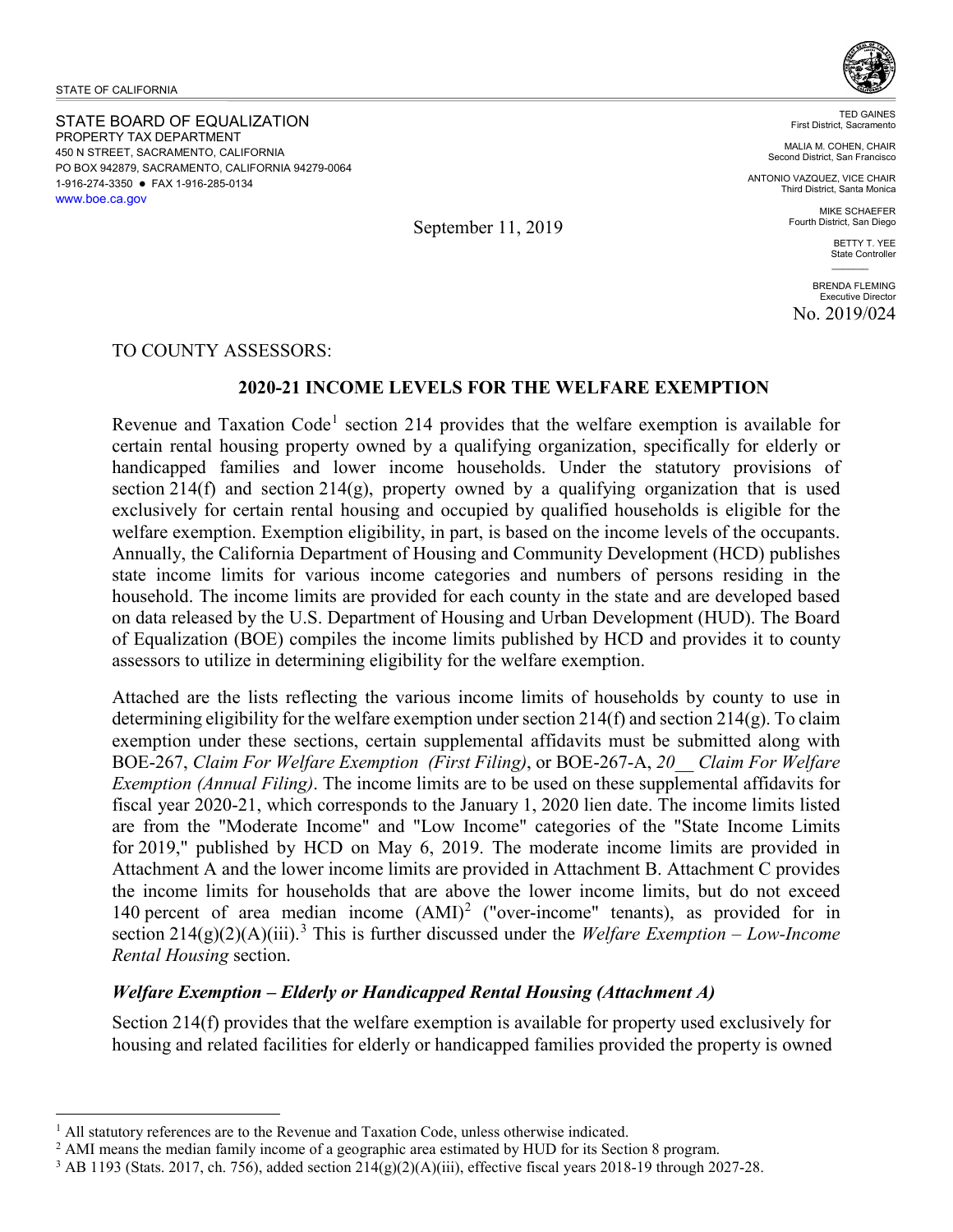STATE OF CALIFORNIA

STATE BOARD OF EQUALIZATION
PROPERTY TAX DEPARTMENT
450 N STREET, SACRAMENTO, CALIFORNIA
PO BOX 942879, SACRAMENTO, CALIFORNIA 94279-0064
1-916-274-3350 ● FAX 1-916-285-0134
www.boe.ca.gov

TED GAINES
First District, Sacramento

MALIA M. COHEN, CHAIR
Second District, San Francisco

ANTONIO VAZQUEZ, VICE CHAIR
Third District, Santa Monica

MIKE SCHAEFER
Fourth District, San Diego

BETTY T. YEE
State Controller

BRENDA FLEMING
Executive Director

September 11, 2019

No. 2019/024

TO COUNTY ASSESSORS:

**2020-21 INCOME LEVELS FOR THE WELFARE EXEMPTION**

Revenue and Taxation Code[1] section 214 provides that the welfare exemption is available for certain rental housing property owned by a qualifying organization, specifically for elderly or handicapped families and lower income households. Under the statutory provisions of section 214(f) and section 214(g), property owned by a qualifying organization that is used exclusively for certain rental housing and occupied by qualified households is eligible for the welfare exemption. Exemption eligibility, in part, is based on the income levels of the occupants. Annually, the California Department of Housing and Community Development (HCD) publishes state income limits for various income categories and numbers of persons residing in the household. The income limits are provided for each county in the state and are developed based on data released by the U.S. Department of Housing and Urban Development (HUD). The Board of Equalization (BOE) compiles the income limits published by HCD and provides it to county assessors to utilize in determining eligibility for the welfare exemption.

Attached are the lists reflecting the various income limits of households by county to use in determining eligibility for the welfare exemption under section 214(f) and section 214(g). To claim exemption under these sections, certain supplemental affidavits must be submitted along with BOE-267, *Claim For Welfare Exemption (First Filing)*, or BOE-267-A, *20__ Claim For Welfare Exemption (Annual Filing)*. The income limits are to be used on these supplemental affidavits for fiscal year 2020-21, which corresponds to the January 1, 2020 lien date. The income limits listed are from the "Moderate Income" and "Low Income" categories of the "State Income Limits for 2019," published by HCD on May 6, 2019. The moderate income limits are provided in Attachment A and the lower income limits are provided in Attachment B. Attachment C provides the income limits for households that are above the lower income limits, but do not exceed 140 percent of area median income (AMI)[2] ("over-income" tenants), as provided for in section 214(g)(2)(A)(iii).[3] This is further discussed under the *Welfare Exemption – Low-Income Rental Housing* section.

***Welfare Exemption – Elderly or Handicapped Rental Housing (Attachment A)***

Section 214(f) provides that the welfare exemption is available for property used exclusively for housing and related facilities for elderly or handicapped families provided the property is owned

---

[1] All statutory references are to the Revenue and Taxation Code, unless otherwise indicated.

[2] AMI means the median family income of a geographic area estimated by HUD for its Section 8 program.

[3] AB 1193 (Stats. 2017, ch. 756), added section 214(g)(2)(A)(iii), effective fiscal years 2018-19 through 2027-28.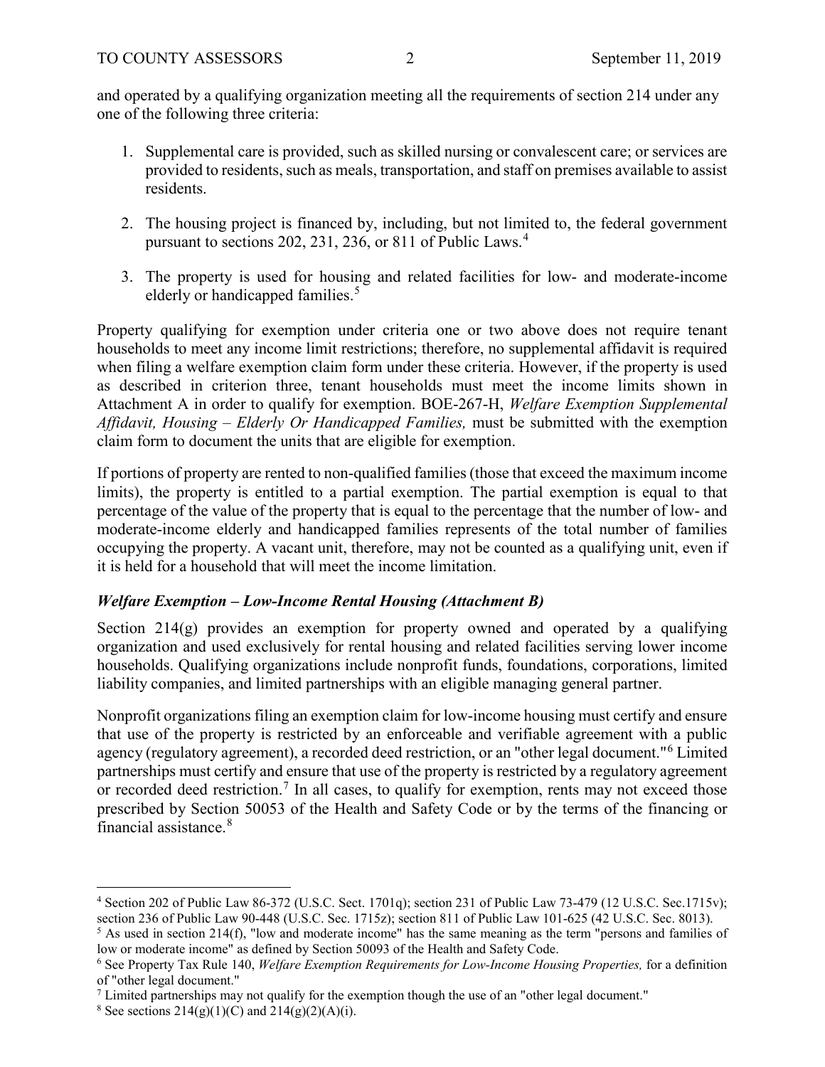and operated by a qualifying organization meeting all the requirements of section 214 under any one of the following three criteria:

1. Supplemental care is provided, such as skilled nursing or convalescent care; or services are provided to residents, such as meals, transportation, and staff on premises available to assist residents.

2. The housing project is financed by, including, but not limited to, the federal government pursuant to sections 202, 231, 236, or 811 of Public Laws.[4]

3. The property is used for housing and related facilities for low- and moderate-income elderly or handicapped families.[5]

Property qualifying for exemption under criteria one or two above does not require tenant households to meet any income limit restrictions; therefore, no supplemental affidavit is required when filing a welfare exemption claim form under these criteria. However, if the property is used as described in criterion three, tenant households must meet the income limits shown in Attachment A in order to qualify for exemption. BOE-267-H, *Welfare Exemption Supplemental Affidavit, Housing – Elderly Or Handicapped Families,* must be submitted with the exemption claim form to document the units that are eligible for exemption.

If portions of property are rented to non-qualified families (those that exceed the maximum income limits), the property is entitled to a partial exemption. The partial exemption is equal to that percentage of the value of the property that is equal to the percentage that the number of low- and moderate-income elderly and handicapped families represents of the total number of families occupying the property. A vacant unit, therefore, may not be counted as a qualifying unit, even if it is held for a household that will meet the income limitation.

### *Welfare Exemption – Low-Income Rental Housing (Attachment B)*

Section 214(g) provides an exemption for property owned and operated by a qualifying organization and used exclusively for rental housing and related facilities serving lower income households. Qualifying organizations include nonprofit funds, foundations, corporations, limited liability companies, and limited partnerships with an eligible managing general partner.

Nonprofit organizations filing an exemption claim for low-income housing must certify and ensure that use of the property is restricted by an enforceable and verifiable agreement with a public agency (regulatory agreement), a recorded deed restriction, or an "other legal document."[6] Limited partnerships must certify and ensure that use of the property is restricted by a regulatory agreement or recorded deed restriction.[7] In all cases, to qualify for exemption, rents may not exceed those prescribed by Section 50053 of the Health and Safety Code or by the terms of the financing or financial assistance.[8]

---

[4] Section 202 of Public Law 86-372 (U.S.C. Sect. 1701q); section 231 of Public Law 73-479 (12 U.S.C. Sec.1715v); section 236 of Public Law 90-448 (U.S.C. Sec. 1715z); section 811 of Public Law 101-625 (42 U.S.C. Sec. 8013).

[5] As used in section 214(f), "low and moderate income" has the same meaning as the term "persons and families of low or moderate income" as defined by Section 50093 of the Health and Safety Code.

[6] See Property Tax Rule 140, *Welfare Exemption Requirements for Low-Income Housing Properties,* for a definition of "other legal document."

[7] Limited partnerships may not qualify for the exemption though the use of an "other legal document."

[8] See sections 214(g)(1)(C) and 214(g)(2)(A)(i).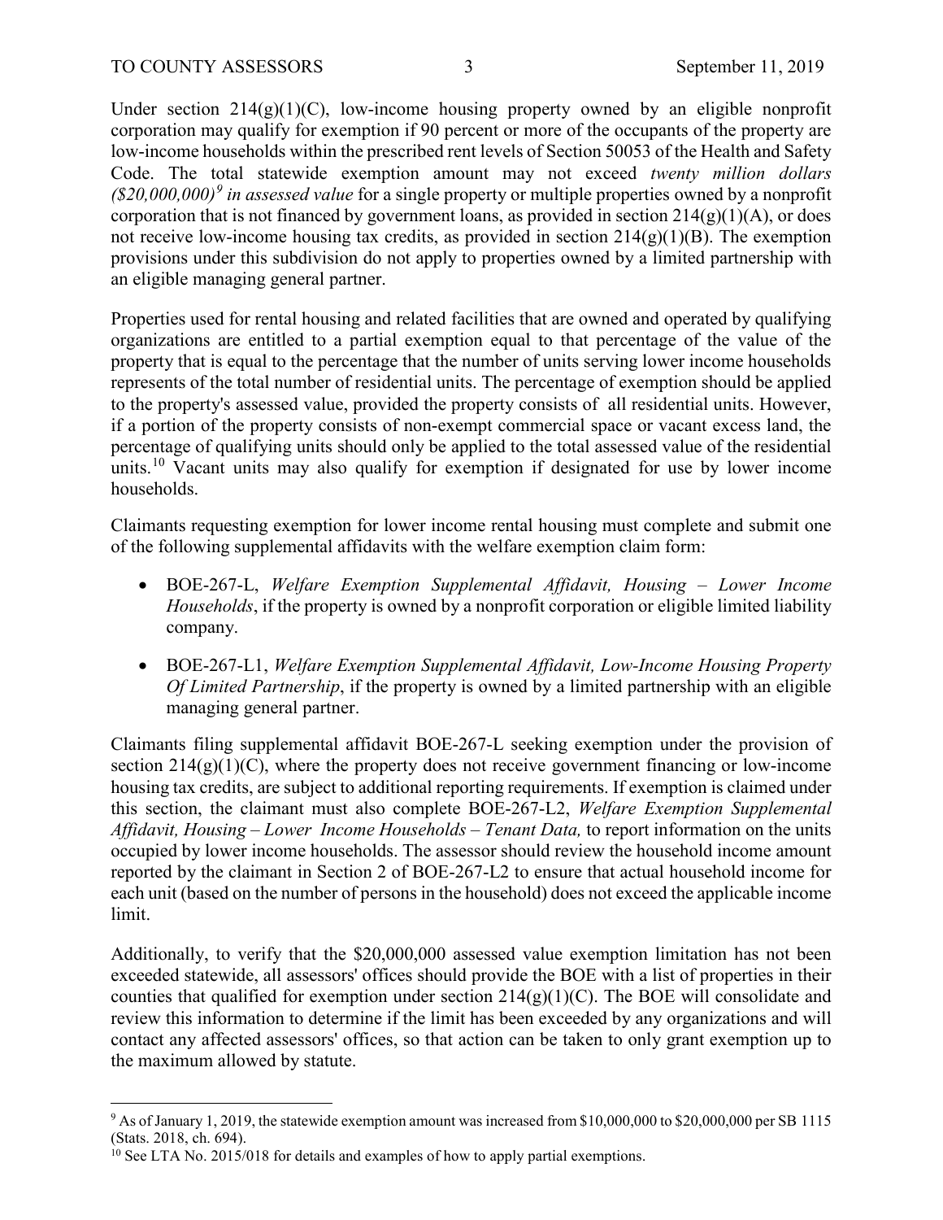Under section 214(g)(1)(C), low-income housing property owned by an eligible nonprofit corporation may qualify for exemption if 90 percent or more of the occupants of the property are low-income households within the prescribed rent levels of Section 50053 of the Health and Safety Code. The total statewide exemption amount may not exceed *twenty million dollars ($20,000,000)*[9] *in assessed value* for a single property or multiple properties owned by a nonprofit corporation that is not financed by government loans, as provided in section 214(g)(1)(A), or does not receive low-income housing tax credits, as provided in section 214(g)(1)(B). The exemption provisions under this subdivision do not apply to properties owned by a limited partnership with an eligible managing general partner.

Properties used for rental housing and related facilities that are owned and operated by qualifying organizations are entitled to a partial exemption equal to that percentage of the value of the property that is equal to the percentage that the number of units serving lower income households represents of the total number of residential units. The percentage of exemption should be applied to the property's assessed value, provided the property consists of all residential units. However, if a portion of the property consists of non-exempt commercial space or vacant excess land, the percentage of qualifying units should only be applied to the total assessed value of the residential units.[10] Vacant units may also qualify for exemption if designated for use by lower income households.

Claimants requesting exemption for lower income rental housing must complete and submit one of the following supplemental affidavits with the welfare exemption claim form:

- BOE-267-L, *Welfare Exemption Supplemental Affidavit, Housing – Lower Income Households*, if the property is owned by a nonprofit corporation or eligible limited liability company.
- BOE-267-L1, *Welfare Exemption Supplemental Affidavit, Low-Income Housing Property Of Limited Partnership*, if the property is owned by a limited partnership with an eligible managing general partner.

Claimants filing supplemental affidavit BOE-267-L seeking exemption under the provision of section 214(g)(1)(C), where the property does not receive government financing or low-income housing tax credits, are subject to additional reporting requirements. If exemption is claimed under this section, the claimant must also complete BOE-267-L2, *Welfare Exemption Supplemental Affidavit, Housing – Lower Income Households – Tenant Data,* to report information on the units occupied by lower income households. The assessor should review the household income amount reported by the claimant in Section 2 of BOE-267-L2 to ensure that actual household income for each unit (based on the number of persons in the household) does not exceed the applicable income limit.

Additionally, to verify that the $20,000,000 assessed value exemption limitation has not been exceeded statewide, all assessors' offices should provide the BOE with a list of properties in their counties that qualified for exemption under section 214(g)(1)(C). The BOE will consolidate and review this information to determine if the limit has been exceeded by any organizations and will contact any affected assessors' offices, so that action can be taken to only grant exemption up to the maximum allowed by statute.

---

[9] As of January 1, 2019, the statewide exemption amount was increased from $10,000,000 to $20,000,000 per SB 1115 (Stats. 2018, ch. 694).

[10] See LTA No. 2015/018 for details and examples of how to apply partial exemptions.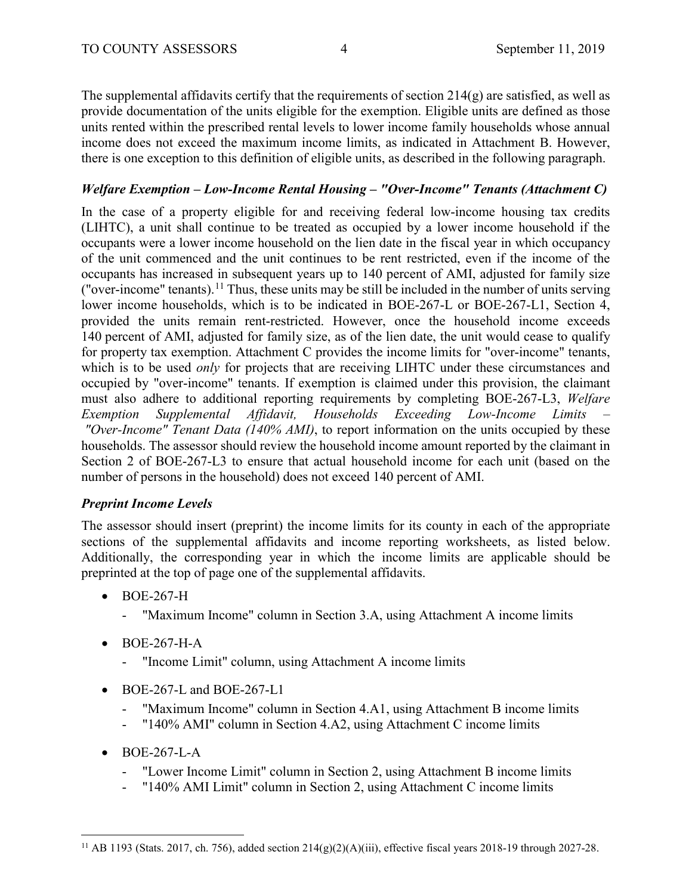The supplemental affidavits certify that the requirements of section 214(g) are satisfied, as well as provide documentation of the units eligible for the exemption. Eligible units are defined as those units rented within the prescribed rental levels to lower income family households whose annual income does not exceed the maximum income limits, as indicated in Attachment B. However, there is one exception to this definition of eligible units, as described in the following paragraph.

### *Welfare Exemption – Low-Income Rental Housing – "Over-Income" Tenants (Attachment C)*

In the case of a property eligible for and receiving federal low-income housing tax credits (LIHTC), a unit shall continue to be treated as occupied by a lower income household if the occupants were a lower income household on the lien date in the fiscal year in which occupancy of the unit commenced and the unit continues to be rent restricted, even if the income of the occupants has increased in subsequent years up to 140 percent of AMI, adjusted for family size ("over-income" tenants).[11] Thus, these units may be still be included in the number of units serving lower income households, which is to be indicated in BOE-267-L or BOE-267-L1, Section 4, provided the units remain rent-restricted. However, once the household income exceeds 140 percent of AMI, adjusted for family size, as of the lien date, the unit would cease to qualify for property tax exemption. Attachment C provides the income limits for "over-income" tenants, which is to be used *only* for projects that are receiving LIHTC under these circumstances and occupied by "over-income" tenants. If exemption is claimed under this provision, the claimant must also adhere to additional reporting requirements by completing BOE-267-L3, *Welfare Exemption Supplemental Affidavit, Households Exceeding Low-Income Limits – "Over-Income" Tenant Data (140% AMI)*, to report information on the units occupied by these households. The assessor should review the household income amount reported by the claimant in Section 2 of BOE-267-L3 to ensure that actual household income for each unit (based on the number of persons in the household) does not exceed 140 percent of AMI.

### *Preprint Income Levels*

The assessor should insert (preprint) the income limits for its county in each of the appropriate sections of the supplemental affidavits and income reporting worksheets, as listed below. Additionally, the corresponding year in which the income limits are applicable should be preprinted at the top of page one of the supplemental affidavits.

- BOE-267-H
  - "Maximum Income" column in Section 3.A, using Attachment A income limits
- BOE-267-H-A
  - "Income Limit" column, using Attachment A income limits
- BOE-267-L and BOE-267-L1
  - "Maximum Income" column in Section 4.A1, using Attachment B income limits
  - "140% AMI" column in Section 4.A2, using Attachment C income limits
- BOE-267-L-A
  - "Lower Income Limit" column in Section 2, using Attachment B income limits
  - "140% AMI Limit" column in Section 2, using Attachment C income limits

---

[11] AB 1193 (Stats. 2017, ch. 756), added section 214(g)(2)(A)(iii), effective fiscal years 2018-19 through 2027-28.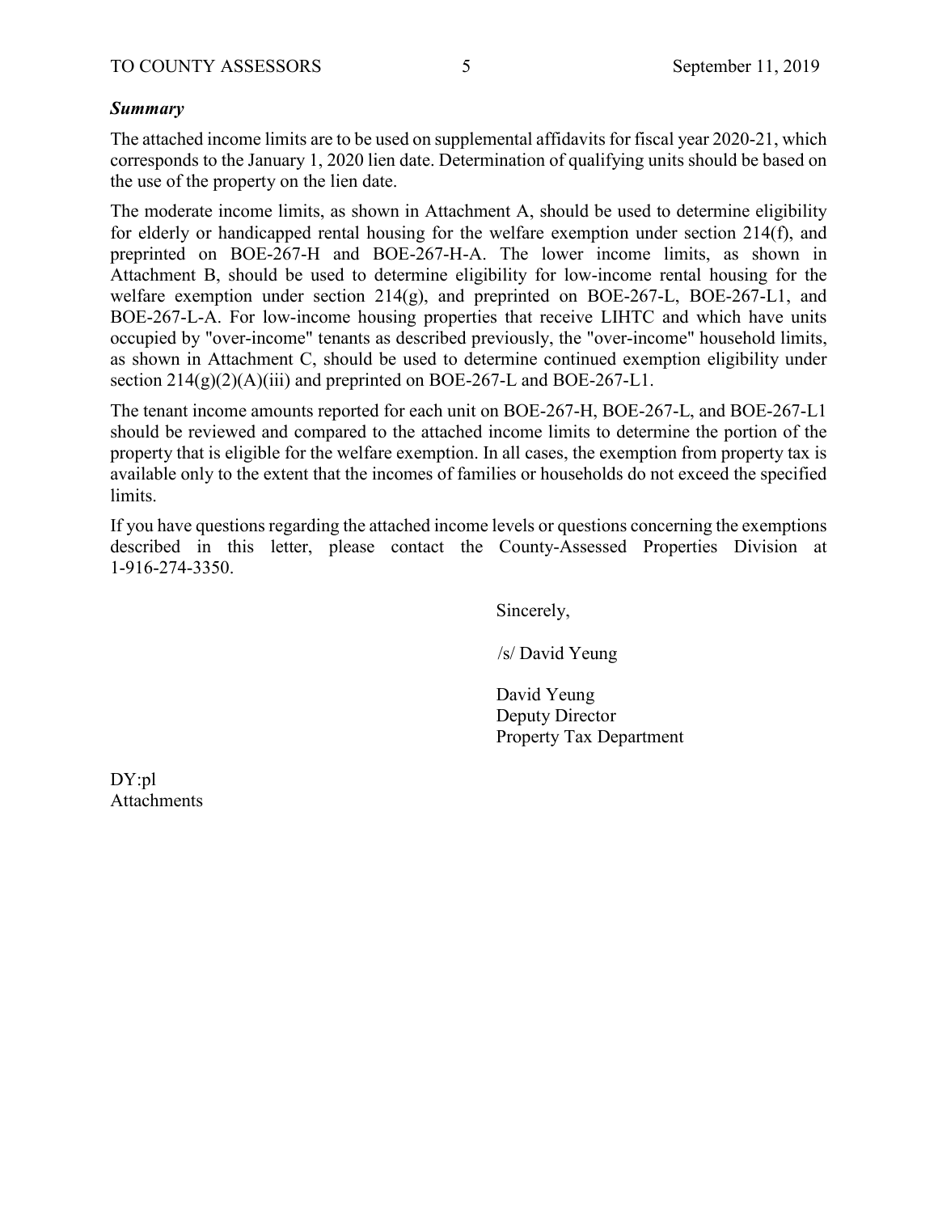***Summary***

The attached income limits are to be used on supplemental affidavits for fiscal year 2020-21, which corresponds to the January 1, 2020 lien date. Determination of qualifying units should be based on the use of the property on the lien date.

The moderate income limits, as shown in Attachment A, should be used to determine eligibility for elderly or handicapped rental housing for the welfare exemption under section 214(f), and preprinted on BOE-267-H and BOE-267-H-A. The lower income limits, as shown in Attachment B, should be used to determine eligibility for low-income rental housing for the welfare exemption under section 214(g), and preprinted on BOE-267-L, BOE-267-L1, and BOE-267-L-A. For low-income housing properties that receive LIHTC and which have units occupied by "over-income" tenants as described previously, the "over-income" household limits, as shown in Attachment C, should be used to determine continued exemption eligibility under section 214(g)(2)(A)(iii) and preprinted on BOE-267-L and BOE-267-L1.

The tenant income amounts reported for each unit on BOE-267-H, BOE-267-L, and BOE-267-L1 should be reviewed and compared to the attached income limits to determine the portion of the property that is eligible for the welfare exemption. In all cases, the exemption from property tax is available only to the extent that the incomes of families or households do not exceed the specified limits.

If you have questions regarding the attached income levels or questions concerning the exemptions described in this letter, please contact the County-Assessed Properties Division at 1-916-274-3350.

Sincerely,

/s/ David Yeung

David Yeung
Deputy Director
Property Tax Department

DY:pl
Attachments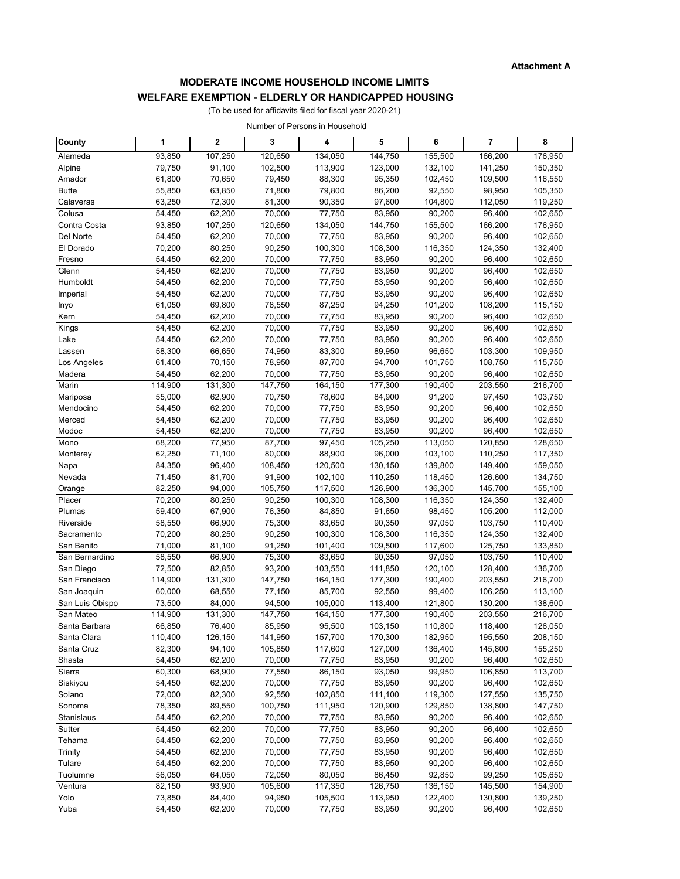**Attachment A**

## MODERATE INCOME HOUSEHOLD INCOME LIMITS
## WELFARE EXEMPTION - ELDERLY OR HANDICAPPED HOUSING

(To be used for affidavits filed for fiscal year 2020-21)

Number of Persons in Household

| County | 1 | 2 | 3 | 4 | 5 | 6 | 7 | 8 |
|---|---|---|---|---|---|---|---|---|
| Alameda | 93,850 | 107,250 | 120,650 | 134,050 | 144,750 | 155,500 | 166,200 | 176,950 |
| Alpine | 79,750 | 91,100 | 102,500 | 113,900 | 123,000 | 132,100 | 141,250 | 150,350 |
| Amador | 61,800 | 70,650 | 79,450 | 88,300 | 95,350 | 102,450 | 109,500 | 116,550 |
| Butte | 55,850 | 63,850 | 71,800 | 79,800 | 86,200 | 92,550 | 98,950 | 105,350 |
| Calaveras | 63,250 | 72,300 | 81,300 | 90,350 | 97,600 | 104,800 | 112,050 | 119,250 |
| Colusa | 54,450 | 62,200 | 70,000 | 77,750 | 83,950 | 90,200 | 96,400 | 102,650 |
| Contra Costa | 93,850 | 107,250 | 120,650 | 134,050 | 144,750 | 155,500 | 166,200 | 176,950 |
| Del Norte | 54,450 | 62,200 | 70,000 | 77,750 | 83,950 | 90,200 | 96,400 | 102,650 |
| El Dorado | 70,200 | 80,250 | 90,250 | 100,300 | 108,300 | 116,350 | 124,350 | 132,400 |
| Fresno | 54,450 | 62,200 | 70,000 | 77,750 | 83,950 | 90,200 | 96,400 | 102,650 |
| Glenn | 54,450 | 62,200 | 70,000 | 77,750 | 83,950 | 90,200 | 96,400 | 102,650 |
| Humboldt | 54,450 | 62,200 | 70,000 | 77,750 | 83,950 | 90,200 | 96,400 | 102,650 |
| Imperial | 54,450 | 62,200 | 70,000 | 77,750 | 83,950 | 90,200 | 96,400 | 102,650 |
| Inyo | 61,050 | 69,800 | 78,550 | 87,250 | 94,250 | 101,200 | 108,200 | 115,150 |
| Kern | 54,450 | 62,200 | 70,000 | 77,750 | 83,950 | 90,200 | 96,400 | 102,650 |
| Kings | 54,450 | 62,200 | 70,000 | 77,750 | 83,950 | 90,200 | 96,400 | 102,650 |
| Lake | 54,450 | 62,200 | 70,000 | 77,750 | 83,950 | 90,200 | 96,400 | 102,650 |
| Lassen | 58,300 | 66,650 | 74,950 | 83,300 | 89,950 | 96,650 | 103,300 | 109,950 |
| Los Angeles | 61,400 | 70,150 | 78,950 | 87,700 | 94,700 | 101,750 | 108,750 | 115,750 |
| Madera | 54,450 | 62,200 | 70,000 | 77,750 | 83,950 | 90,200 | 96,400 | 102,650 |
| Marin | 114,900 | 131,300 | 147,750 | 164,150 | 177,300 | 190,400 | 203,550 | 216,700 |
| Mariposa | 55,000 | 62,900 | 70,750 | 78,600 | 84,900 | 91,200 | 97,450 | 103,750 |
| Mendocino | 54,450 | 62,200 | 70,000 | 77,750 | 83,950 | 90,200 | 96,400 | 102,650 |
| Merced | 54,450 | 62,200 | 70,000 | 77,750 | 83,950 | 90,200 | 96,400 | 102,650 |
| Modoc | 54,450 | 62,200 | 70,000 | 77,750 | 83,950 | 90,200 | 96,400 | 102,650 |
| Mono | 68,200 | 77,950 | 87,700 | 97,450 | 105,250 | 113,050 | 120,850 | 128,650 |
| Monterey | 62,250 | 71,100 | 80,000 | 88,900 | 96,000 | 103,100 | 110,250 | 117,350 |
| Napa | 84,350 | 96,400 | 108,450 | 120,500 | 130,150 | 139,800 | 149,400 | 159,050 |
| Nevada | 71,450 | 81,700 | 91,900 | 102,100 | 110,250 | 118,450 | 126,600 | 134,750 |
| Orange | 82,250 | 94,000 | 105,750 | 117,500 | 126,900 | 136,300 | 145,700 | 155,100 |
| Placer | 70,200 | 80,250 | 90,250 | 100,300 | 108,300 | 116,350 | 124,350 | 132,400 |
| Plumas | 59,400 | 67,900 | 76,350 | 84,850 | 91,650 | 98,450 | 105,200 | 112,000 |
| Riverside | 58,550 | 66,900 | 75,300 | 83,650 | 90,350 | 97,050 | 103,750 | 110,400 |
| Sacramento | 70,200 | 80,250 | 90,250 | 100,300 | 108,300 | 116,350 | 124,350 | 132,400 |
| San Benito | 71,000 | 81,100 | 91,250 | 101,400 | 109,500 | 117,600 | 125,750 | 133,850 |
| San Bernardino | 58,550 | 66,900 | 75,300 | 83,650 | 90,350 | 97,050 | 103,750 | 110,400 |
| San Diego | 72,500 | 82,850 | 93,200 | 103,550 | 111,850 | 120,100 | 128,400 | 136,700 |
| San Francisco | 114,900 | 131,300 | 147,750 | 164,150 | 177,300 | 190,400 | 203,550 | 216,700 |
| San Joaquin | 60,000 | 68,550 | 77,150 | 85,700 | 92,550 | 99,400 | 106,250 | 113,100 |
| San Luis Obispo | 73,500 | 84,000 | 94,500 | 105,000 | 113,400 | 121,800 | 130,200 | 138,600 |
| San Mateo | 114,900 | 131,300 | 147,750 | 164,150 | 177,300 | 190,400 | 203,550 | 216,700 |
| Santa Barbara | 66,850 | 76,400 | 85,950 | 95,500 | 103,150 | 110,800 | 118,400 | 126,050 |
| Santa Clara | 110,400 | 126,150 | 141,950 | 157,700 | 170,300 | 182,950 | 195,550 | 208,150 |
| Santa Cruz | 82,300 | 94,100 | 105,850 | 117,600 | 127,000 | 136,400 | 145,800 | 155,250 |
| Shasta | 54,450 | 62,200 | 70,000 | 77,750 | 83,950 | 90,200 | 96,400 | 102,650 |
| Sierra | 60,300 | 68,900 | 77,550 | 86,150 | 93,050 | 99,950 | 106,850 | 113,700 |
| Siskiyou | 54,450 | 62,200 | 70,000 | 77,750 | 83,950 | 90,200 | 96,400 | 102,650 |
| Solano | 72,000 | 82,300 | 92,550 | 102,850 | 111,100 | 119,300 | 127,550 | 135,750 |
| Sonoma | 78,350 | 89,550 | 100,750 | 111,950 | 120,900 | 129,850 | 138,800 | 147,750 |
| Stanislaus | 54,450 | 62,200 | 70,000 | 77,750 | 83,950 | 90,200 | 96,400 | 102,650 |
| Sutter | 54,450 | 62,200 | 70,000 | 77,750 | 83,950 | 90,200 | 96,400 | 102,650 |
| Tehama | 54,450 | 62,200 | 70,000 | 77,750 | 83,950 | 90,200 | 96,400 | 102,650 |
| Trinity | 54,450 | 62,200 | 70,000 | 77,750 | 83,950 | 90,200 | 96,400 | 102,650 |
| Tulare | 54,450 | 62,200 | 70,000 | 77,750 | 83,950 | 90,200 | 96,400 | 102,650 |
| Tuolumne | 56,050 | 64,050 | 72,050 | 80,050 | 86,450 | 92,850 | 99,250 | 105,650 |
| Ventura | 82,150 | 93,900 | 105,600 | 117,350 | 126,750 | 136,150 | 145,500 | 154,900 |
| Yolo | 73,850 | 84,400 | 94,950 | 105,500 | 113,950 | 122,400 | 130,800 | 139,250 |
| Yuba | 54,450 | 62,200 | 70,000 | 77,750 | 83,950 | 90,200 | 96,400 | 102,650 |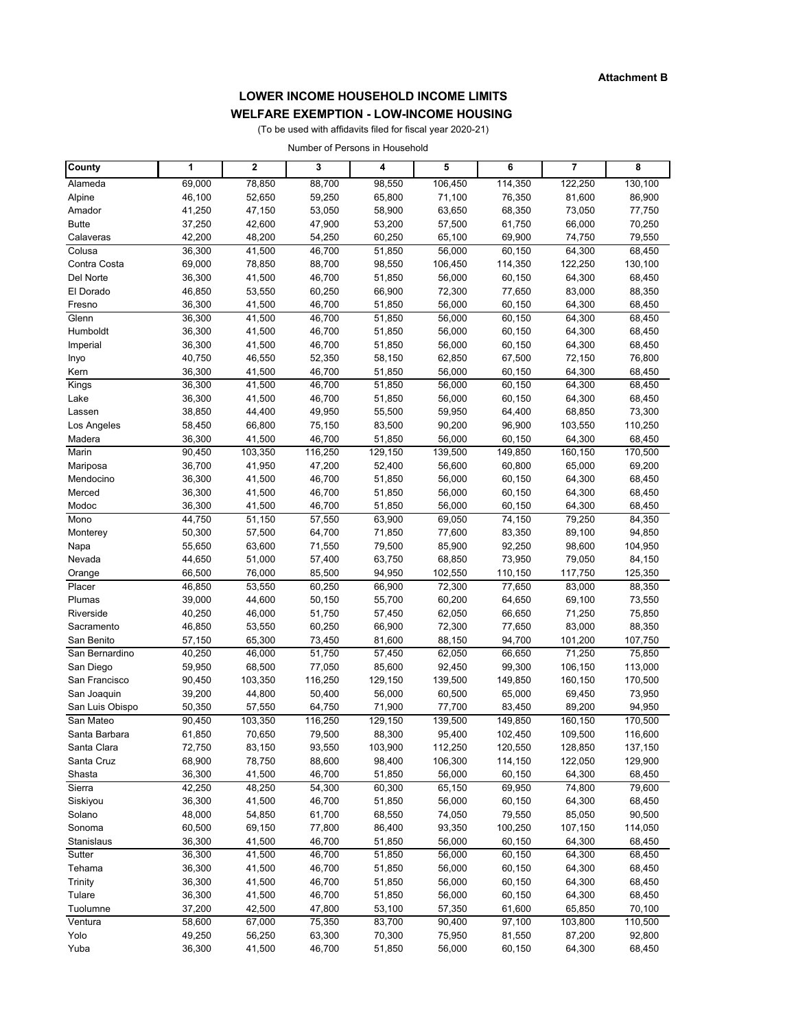**Attachment B**

## LOWER INCOME HOUSEHOLD INCOME LIMITS
## WELFARE EXEMPTION - LOW-INCOME HOUSING

(To be used with affidavits filed for fiscal year 2020-21)

Number of Persons in Household

| County | 1 | 2 | 3 | 4 | 5 | 6 | 7 | 8 |
|---|---|---|---|---|---|---|---|---|
| Alameda | 69,000 | 78,850 | 88,700 | 98,550 | 106,450 | 114,350 | 122,250 | 130,100 |
| Alpine | 46,100 | 52,650 | 59,250 | 65,800 | 71,100 | 76,350 | 81,600 | 86,900 |
| Amador | 41,250 | 47,150 | 53,050 | 58,900 | 63,650 | 68,350 | 73,050 | 77,750 |
| Butte | 37,250 | 42,600 | 47,900 | 53,200 | 57,500 | 61,750 | 66,000 | 70,250 |
| Calaveras | 42,200 | 48,200 | 54,250 | 60,250 | 65,100 | 69,900 | 74,750 | 79,550 |
| Colusa | 36,300 | 41,500 | 46,700 | 51,850 | 56,000 | 60,150 | 64,300 | 68,450 |
| Contra Costa | 69,000 | 78,850 | 88,700 | 98,550 | 106,450 | 114,350 | 122,250 | 130,100 |
| Del Norte | 36,300 | 41,500 | 46,700 | 51,850 | 56,000 | 60,150 | 64,300 | 68,450 |
| El Dorado | 46,850 | 53,550 | 60,250 | 66,900 | 72,300 | 77,650 | 83,000 | 88,350 |
| Fresno | 36,300 | 41,500 | 46,700 | 51,850 | 56,000 | 60,150 | 64,300 | 68,450 |
| Glenn | 36,300 | 41,500 | 46,700 | 51,850 | 56,000 | 60,150 | 64,300 | 68,450 |
| Humboldt | 36,300 | 41,500 | 46,700 | 51,850 | 56,000 | 60,150 | 64,300 | 68,450 |
| Imperial | 36,300 | 41,500 | 46,700 | 51,850 | 56,000 | 60,150 | 64,300 | 68,450 |
| Inyo | 40,750 | 46,550 | 52,350 | 58,150 | 62,850 | 67,500 | 72,150 | 76,800 |
| Kern | 36,300 | 41,500 | 46,700 | 51,850 | 56,000 | 60,150 | 64,300 | 68,450 |
| Kings | 36,300 | 41,500 | 46,700 | 51,850 | 56,000 | 60,150 | 64,300 | 68,450 |
| Lake | 36,300 | 41,500 | 46,700 | 51,850 | 56,000 | 60,150 | 64,300 | 68,450 |
| Lassen | 38,850 | 44,400 | 49,950 | 55,500 | 59,950 | 64,400 | 68,850 | 73,300 |
| Los Angeles | 58,450 | 66,800 | 75,150 | 83,500 | 90,200 | 96,900 | 103,550 | 110,250 |
| Madera | 36,300 | 41,500 | 46,700 | 51,850 | 56,000 | 60,150 | 64,300 | 68,450 |
| Marin | 90,450 | 103,350 | 116,250 | 129,150 | 139,500 | 149,850 | 160,150 | 170,500 |
| Mariposa | 36,700 | 41,950 | 47,200 | 52,400 | 56,600 | 60,800 | 65,000 | 69,200 |
| Mendocino | 36,300 | 41,500 | 46,700 | 51,850 | 56,000 | 60,150 | 64,300 | 68,450 |
| Merced | 36,300 | 41,500 | 46,700 | 51,850 | 56,000 | 60,150 | 64,300 | 68,450 |
| Modoc | 36,300 | 41,500 | 46,700 | 51,850 | 56,000 | 60,150 | 64,300 | 68,450 |
| Mono | 44,750 | 51,150 | 57,550 | 63,900 | 69,050 | 74,150 | 79,250 | 84,350 |
| Monterey | 50,300 | 57,500 | 64,700 | 71,850 | 77,600 | 83,350 | 89,100 | 94,850 |
| Napa | 55,650 | 63,600 | 71,550 | 79,500 | 85,900 | 92,250 | 98,600 | 104,950 |
| Nevada | 44,650 | 51,000 | 57,400 | 63,750 | 68,850 | 73,950 | 79,050 | 84,150 |
| Orange | 66,500 | 76,000 | 85,500 | 94,950 | 102,550 | 110,150 | 117,750 | 125,350 |
| Placer | 46,850 | 53,550 | 60,250 | 66,900 | 72,300 | 77,650 | 83,000 | 88,350 |
| Plumas | 39,000 | 44,600 | 50,150 | 55,700 | 60,200 | 64,650 | 69,100 | 73,550 |
| Riverside | 40,250 | 46,000 | 51,750 | 57,450 | 62,050 | 66,650 | 71,250 | 75,850 |
| Sacramento | 46,850 | 53,550 | 60,250 | 66,900 | 72,300 | 77,650 | 83,000 | 88,350 |
| San Benito | 57,150 | 65,300 | 73,450 | 81,600 | 88,150 | 94,700 | 101,200 | 107,750 |
| San Bernardino | 40,250 | 46,000 | 51,750 | 57,450 | 62,050 | 66,650 | 71,250 | 75,850 |
| San Diego | 59,950 | 68,500 | 77,050 | 85,600 | 92,450 | 99,300 | 106,150 | 113,000 |
| San Francisco | 90,450 | 103,350 | 116,250 | 129,150 | 139,500 | 149,850 | 160,150 | 170,500 |
| San Joaquin | 39,200 | 44,800 | 50,400 | 56,000 | 60,500 | 65,000 | 69,450 | 73,950 |
| San Luis Obispo | 50,350 | 57,550 | 64,750 | 71,900 | 77,700 | 83,450 | 89,200 | 94,950 |
| San Mateo | 90,450 | 103,350 | 116,250 | 129,150 | 139,500 | 149,850 | 160,150 | 170,500 |
| Santa Barbara | 61,850 | 70,650 | 79,500 | 88,300 | 95,400 | 102,450 | 109,500 | 116,600 |
| Santa Clara | 72,750 | 83,150 | 93,550 | 103,900 | 112,250 | 120,550 | 128,850 | 137,150 |
| Santa Cruz | 68,900 | 78,750 | 88,600 | 98,400 | 106,300 | 114,150 | 122,050 | 129,900 |
| Shasta | 36,300 | 41,500 | 46,700 | 51,850 | 56,000 | 60,150 | 64,300 | 68,450 |
| Sierra | 42,250 | 48,250 | 54,300 | 60,300 | 65,150 | 69,950 | 74,800 | 79,600 |
| Siskiyou | 36,300 | 41,500 | 46,700 | 51,850 | 56,000 | 60,150 | 64,300 | 68,450 |
| Solano | 48,000 | 54,850 | 61,700 | 68,550 | 74,050 | 79,550 | 85,050 | 90,500 |
| Sonoma | 60,500 | 69,150 | 77,800 | 86,400 | 93,350 | 100,250 | 107,150 | 114,050 |
| Stanislaus | 36,300 | 41,500 | 46,700 | 51,850 | 56,000 | 60,150 | 64,300 | 68,450 |
| Sutter | 36,300 | 41,500 | 46,700 | 51,850 | 56,000 | 60,150 | 64,300 | 68,450 |
| Tehama | 36,300 | 41,500 | 46,700 | 51,850 | 56,000 | 60,150 | 64,300 | 68,450 |
| Trinity | 36,300 | 41,500 | 46,700 | 51,850 | 56,000 | 60,150 | 64,300 | 68,450 |
| Tulare | 36,300 | 41,500 | 46,700 | 51,850 | 56,000 | 60,150 | 64,300 | 68,450 |
| Tuolumne | 37,200 | 42,500 | 47,800 | 53,100 | 57,350 | 61,600 | 65,850 | 70,100 |
| Ventura | 58,600 | 67,000 | 75,350 | 83,700 | 90,400 | 97,100 | 103,800 | 110,500 |
| Yolo | 49,250 | 56,250 | 63,300 | 70,300 | 75,950 | 81,550 | 87,200 | 92,800 |
| Yuba | 36,300 | 41,500 | 46,700 | 51,850 | 56,000 | 60,150 | 64,300 | 68,450 |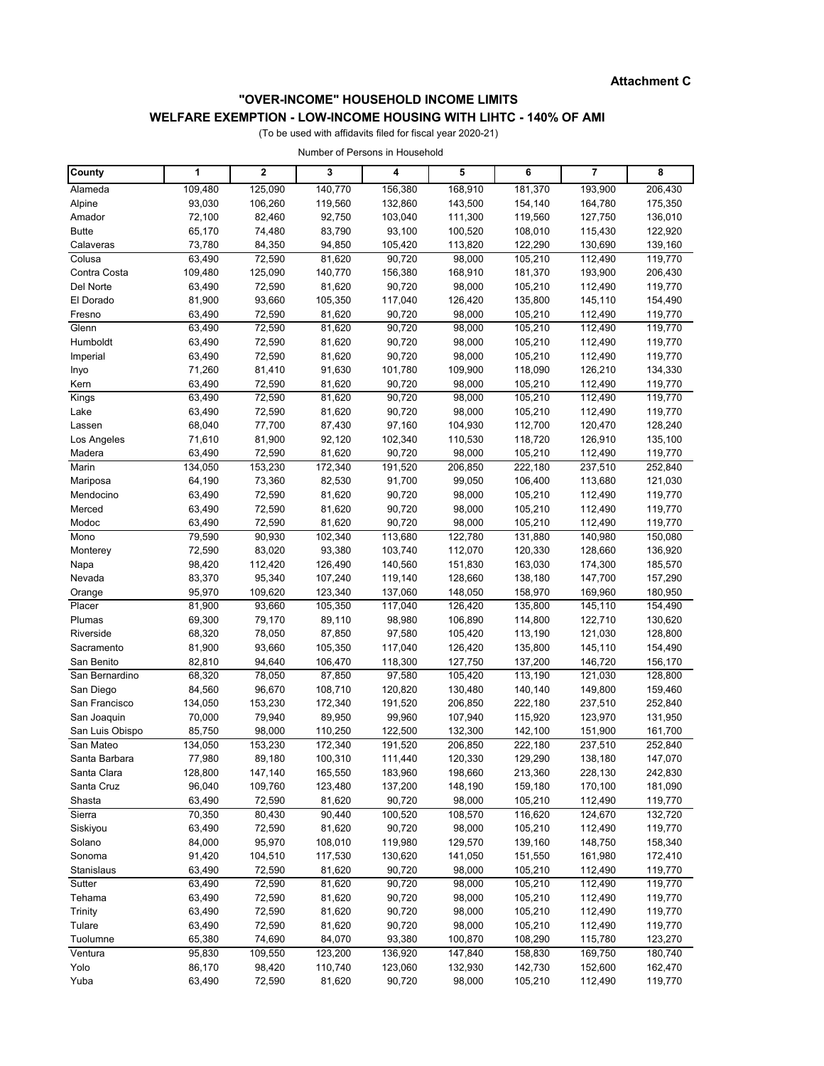**Attachment C**

# "OVER-INCOME" HOUSEHOLD INCOME LIMITS

## WELFARE EXEMPTION - LOW-INCOME HOUSING WITH LIHTC - 140% OF AMI

(To be used with affidavits filed for fiscal year 2020-21)

Number of Persons in Household

| County | 1 | 2 | 3 | 4 | 5 | 6 | 7 | 8 |
|---|---|---|---|---|---|---|---|---|
| Alameda | 109,480 | 125,090 | 140,770 | 156,380 | 168,910 | 181,370 | 193,900 | 206,430 |
| Alpine | 93,030 | 106,260 | 119,560 | 132,860 | 143,500 | 154,140 | 164,780 | 175,350 |
| Amador | 72,100 | 82,460 | 92,750 | 103,040 | 111,300 | 119,560 | 127,750 | 136,010 |
| Butte | 65,170 | 74,480 | 83,790 | 93,100 | 100,520 | 108,010 | 115,430 | 122,920 |
| Calaveras | 73,780 | 84,350 | 94,850 | 105,420 | 113,820 | 122,290 | 130,690 | 139,160 |
| Colusa | 63,490 | 72,590 | 81,620 | 90,720 | 98,000 | 105,210 | 112,490 | 119,770 |
| Contra Costa | 109,480 | 125,090 | 140,770 | 156,380 | 168,910 | 181,370 | 193,900 | 206,430 |
| Del Norte | 63,490 | 72,590 | 81,620 | 90,720 | 98,000 | 105,210 | 112,490 | 119,770 |
| El Dorado | 81,900 | 93,660 | 105,350 | 117,040 | 126,420 | 135,800 | 145,110 | 154,490 |
| Fresno | 63,490 | 72,590 | 81,620 | 90,720 | 98,000 | 105,210 | 112,490 | 119,770 |
| Glenn | 63,490 | 72,590 | 81,620 | 90,720 | 98,000 | 105,210 | 112,490 | 119,770 |
| Humboldt | 63,490 | 72,590 | 81,620 | 90,720 | 98,000 | 105,210 | 112,490 | 119,770 |
| Imperial | 63,490 | 72,590 | 81,620 | 90,720 | 98,000 | 105,210 | 112,490 | 119,770 |
| Inyo | 71,260 | 81,410 | 91,630 | 101,780 | 109,900 | 118,090 | 126,210 | 134,330 |
| Kern | 63,490 | 72,590 | 81,620 | 90,720 | 98,000 | 105,210 | 112,490 | 119,770 |
| Kings | 63,490 | 72,590 | 81,620 | 90,720 | 98,000 | 105,210 | 112,490 | 119,770 |
| Lake | 63,490 | 72,590 | 81,620 | 90,720 | 98,000 | 105,210 | 112,490 | 119,770 |
| Lassen | 68,040 | 77,700 | 87,430 | 97,160 | 104,930 | 112,700 | 120,470 | 128,240 |
| Los Angeles | 71,610 | 81,900 | 92,120 | 102,340 | 110,530 | 118,720 | 126,910 | 135,100 |
| Madera | 63,490 | 72,590 | 81,620 | 90,720 | 98,000 | 105,210 | 112,490 | 119,770 |
| Marin | 134,050 | 153,230 | 172,340 | 191,520 | 206,850 | 222,180 | 237,510 | 252,840 |
| Mariposa | 64,190 | 73,360 | 82,530 | 91,700 | 99,050 | 106,400 | 113,680 | 121,030 |
| Mendocino | 63,490 | 72,590 | 81,620 | 90,720 | 98,000 | 105,210 | 112,490 | 119,770 |
| Merced | 63,490 | 72,590 | 81,620 | 90,720 | 98,000 | 105,210 | 112,490 | 119,770 |
| Modoc | 63,490 | 72,590 | 81,620 | 90,720 | 98,000 | 105,210 | 112,490 | 119,770 |
| Mono | 79,590 | 90,930 | 102,340 | 113,680 | 122,780 | 131,880 | 140,980 | 150,080 |
| Monterey | 72,590 | 83,020 | 93,380 | 103,740 | 112,070 | 120,330 | 128,660 | 136,920 |
| Napa | 98,420 | 112,420 | 126,490 | 140,560 | 151,830 | 163,030 | 174,300 | 185,570 |
| Nevada | 83,370 | 95,340 | 107,240 | 119,140 | 128,660 | 138,180 | 147,700 | 157,290 |
| Orange | 95,970 | 109,620 | 123,340 | 137,060 | 148,050 | 158,970 | 169,960 | 180,950 |
| Placer | 81,900 | 93,660 | 105,350 | 117,040 | 126,420 | 135,800 | 145,110 | 154,490 |
| Plumas | 69,300 | 79,170 | 89,110 | 98,980 | 106,890 | 114,800 | 122,710 | 130,620 |
| Riverside | 68,320 | 78,050 | 87,850 | 97,580 | 105,420 | 113,190 | 121,030 | 128,800 |
| Sacramento | 81,900 | 93,660 | 105,350 | 117,040 | 126,420 | 135,800 | 145,110 | 154,490 |
| San Benito | 82,810 | 94,640 | 106,470 | 118,300 | 127,750 | 137,200 | 146,720 | 156,170 |
| San Bernardino | 68,320 | 78,050 | 87,850 | 97,580 | 105,420 | 113,190 | 121,030 | 128,800 |
| San Diego | 84,560 | 96,670 | 108,710 | 120,820 | 130,480 | 140,140 | 149,800 | 159,460 |
| San Francisco | 134,050 | 153,230 | 172,340 | 191,520 | 206,850 | 222,180 | 237,510 | 252,840 |
| San Joaquin | 70,000 | 79,940 | 89,950 | 99,960 | 107,940 | 115,920 | 123,970 | 131,950 |
| San Luis Obispo | 85,750 | 98,000 | 110,250 | 122,500 | 132,300 | 142,100 | 151,900 | 161,700 |
| San Mateo | 134,050 | 153,230 | 172,340 | 191,520 | 206,850 | 222,180 | 237,510 | 252,840 |
| Santa Barbara | 77,980 | 89,180 | 100,310 | 111,440 | 120,330 | 129,290 | 138,180 | 147,070 |
| Santa Clara | 128,800 | 147,140 | 165,550 | 183,960 | 198,660 | 213,360 | 228,130 | 242,830 |
| Santa Cruz | 96,040 | 109,760 | 123,480 | 137,200 | 148,190 | 159,180 | 170,100 | 181,090 |
| Shasta | 63,490 | 72,590 | 81,620 | 90,720 | 98,000 | 105,210 | 112,490 | 119,770 |
| Sierra | 70,350 | 80,430 | 90,440 | 100,520 | 108,570 | 116,620 | 124,670 | 132,720 |
| Siskiyou | 63,490 | 72,590 | 81,620 | 90,720 | 98,000 | 105,210 | 112,490 | 119,770 |
| Solano | 84,000 | 95,970 | 108,010 | 119,980 | 129,570 | 139,160 | 148,750 | 158,340 |
| Sonoma | 91,420 | 104,510 | 117,530 | 130,620 | 141,050 | 151,550 | 161,980 | 172,410 |
| Stanislaus | 63,490 | 72,590 | 81,620 | 90,720 | 98,000 | 105,210 | 112,490 | 119,770 |
| Sutter | 63,490 | 72,590 | 81,620 | 90,720 | 98,000 | 105,210 | 112,490 | 119,770 |
| Tehama | 63,490 | 72,590 | 81,620 | 90,720 | 98,000 | 105,210 | 112,490 | 119,770 |
| Trinity | 63,490 | 72,590 | 81,620 | 90,720 | 98,000 | 105,210 | 112,490 | 119,770 |
| Tulare | 63,490 | 72,590 | 81,620 | 90,720 | 98,000 | 105,210 | 112,490 | 119,770 |
| Tuolumne | 65,380 | 74,690 | 84,070 | 93,380 | 100,870 | 108,290 | 115,780 | 123,270 |
| Ventura | 95,830 | 109,550 | 123,200 | 136,920 | 147,840 | 158,830 | 169,750 | 180,740 |
| Yolo | 86,170 | 98,420 | 110,740 | 123,060 | 132,930 | 142,730 | 152,600 | 162,470 |
| Yuba | 63,490 | 72,590 | 81,620 | 90,720 | 98,000 | 105,210 | 112,490 | 119,770 |